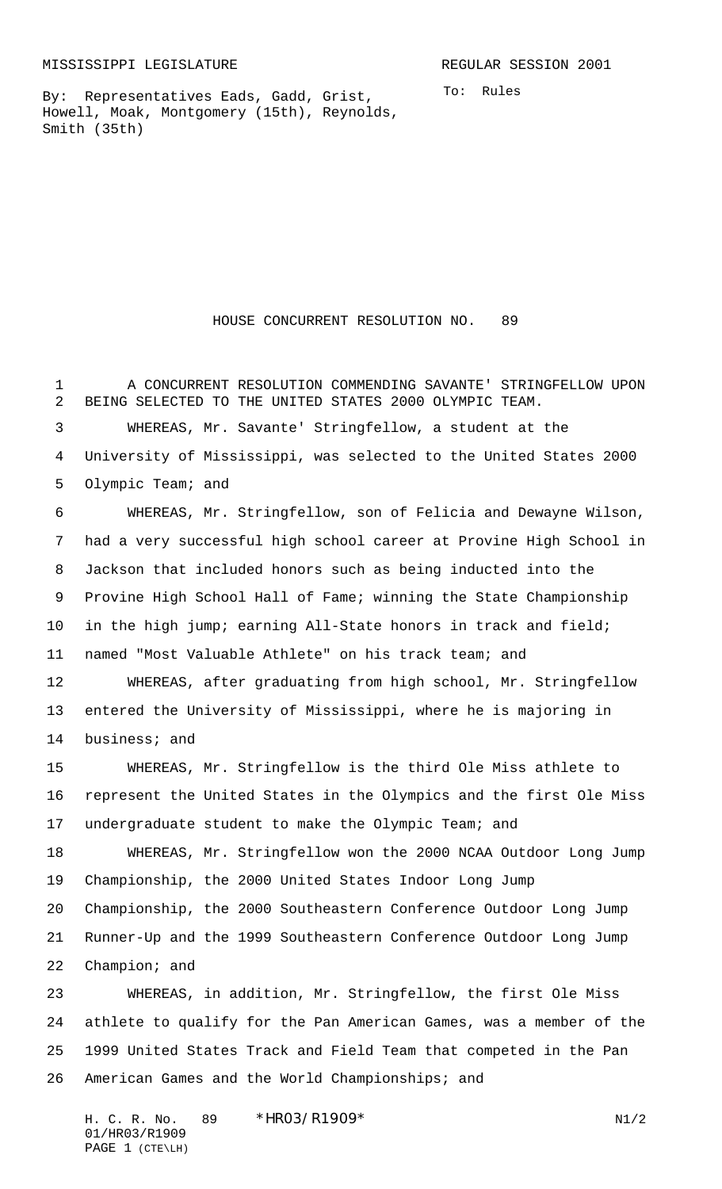MISSISSIPPI LEGISLATURE REGULAR SESSION 2001

By: Representatives Eads, Gadd, Grist, Howell, Moak, Montgomery (15th), Reynolds, Smith (35th)

To: Rules

# HOUSE CONCURRENT RESOLUTION NO. 89

A CONCURRENT RESOLUTION COMMENDING SAVANTE' STRINGFELLOW UPON BEING SELECTED TO THE UNITED STATES 2000 OLYMPIC TEAM.

WHEREAS, Mr. Savante' Stringfellow, a student at the University of Mississippi, was selected to the United States 2000 Olympic Team; and

WHEREAS, Mr. Stringfellow, son of Felicia and Dewayne Wilson, had a very successful high school career at Provine High School in Jackson that included honors such as being inducted into the Provine High School Hall of Fame; winning the State Championship in the high jump; earning All-State honors in track and field; named "Most Valuable Athlete" on his track team; and

WHEREAS, after graduating from high school, Mr. Stringfellow entered the University of Mississippi, where he is majoring in business; and

WHEREAS, Mr. Stringfellow is the third Ole Miss athlete to represent the United States in the Olympics and the first Ole Miss undergraduate student to make the Olympic Team; and

WHEREAS, Mr. Stringfellow won the 2000 NCAA Outdoor Long Jump Championship, the 2000 United States Indoor Long Jump Championship, the 2000 Southeastern Conference Outdoor Long Jump Runner-Up and the 1999 Southeastern Conference Outdoor Long Jump Champion; and

WHEREAS, in addition, Mr. Stringfellow, the first Ole Miss athlete to qualify for the Pan American Games, was a member of the 1999 United States Track and Field Team that competed in the Pan American Games and the World Championships; and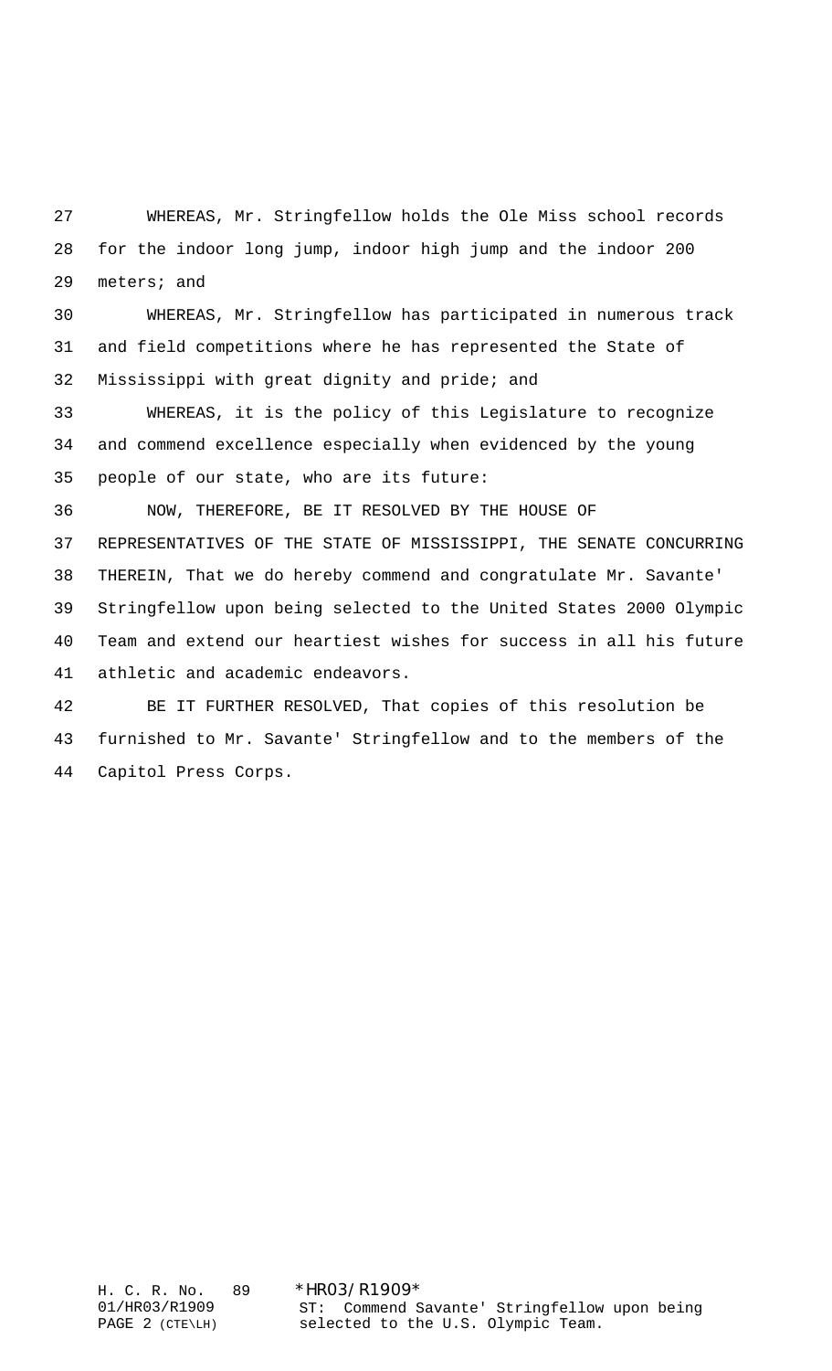WHEREAS, Mr. Stringfellow holds the Ole Miss school records for the indoor long jump, indoor high jump and the indoor 200 meters; and

WHEREAS, Mr. Stringfellow has participated in numerous track and field competitions where he has represented the State of Mississippi with great dignity and pride; and

WHEREAS, it is the policy of this Legislature to recognize and commend excellence especially when evidenced by the young people of our state, who are its future:

NOW, THEREFORE, BE IT RESOLVED BY THE HOUSE OF REPRESENTATIVES OF THE STATE OF MISSISSIPPI, THE SENATE CONCURRING THEREIN, That we do hereby commend and congratulate Mr. Savante' Stringfellow upon being selected to the United States 2000 Olympic Team and extend our heartiest wishes for success in all his future athletic and academic endeavors.

BE IT FURTHER RESOLVED, That copies of this resolution be furnished to Mr. Savante' Stringfellow and to the members of the Capitol Press Corps.